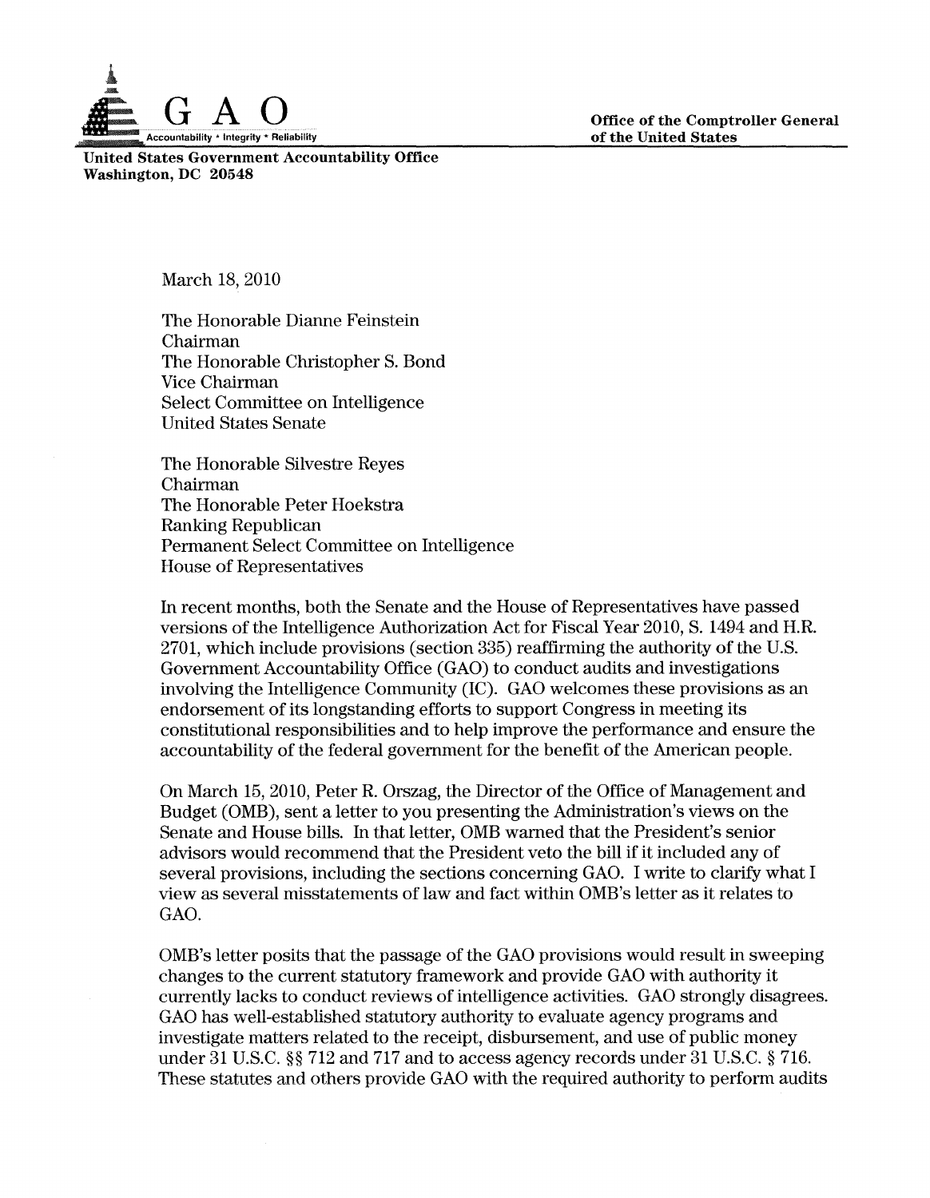**G A O**
Accountability * Integrity * Reliability

**United States Government Accountability Office**
**Washington, DC 20548**

**Office of the Comptroller General of the United States**

March 18, 2010

The Honorable Dianne Feinstein
Chairman
The Honorable Christopher S. Bond
Vice Chairman
Select Committee on Intelligence
United States Senate

The Honorable Silvestre Reyes
Chairman
The Honorable Peter Hoekstra
Ranking Republican
Permanent Select Committee on Intelligence
House of Representatives

In recent months, both the Senate and the House of Representatives have passed versions of the Intelligence Authorization Act for Fiscal Year 2010, S. 1494 and H.R. 2701, which include provisions (section 335) reaffirming the authority of the U.S. Government Accountability Office (GAO) to conduct audits and investigations involving the Intelligence Community (IC). GAO welcomes these provisions as an endorsement of its longstanding efforts to support Congress in meeting its constitutional responsibilities and to help improve the performance and ensure the accountability of the federal government for the benefit of the American people.

On March 15, 2010, Peter R. Orszag, the Director of the Office of Management and Budget (OMB), sent a letter to you presenting the Administration's views on the Senate and House bills. In that letter, OMB warned that the President's senior advisors would recommend that the President veto the bill if it included any of several provisions, including the sections concerning GAO. I write to clarify what I view as several misstatements of law and fact within OMB's letter as it relates to GAO.

OMB's letter posits that the passage of the GAO provisions would result in sweeping changes to the current statutory framework and provide GAO with authority it currently lacks to conduct reviews of intelligence activities. GAO strongly disagrees. GAO has well-established statutory authority to evaluate agency programs and investigate matters related to the receipt, disbursement, and use of public money under 31 U.S.C. §§ 712 and 717 and to access agency records under 31 U.S.C. § 716. These statutes and others provide GAO with the required authority to perform audits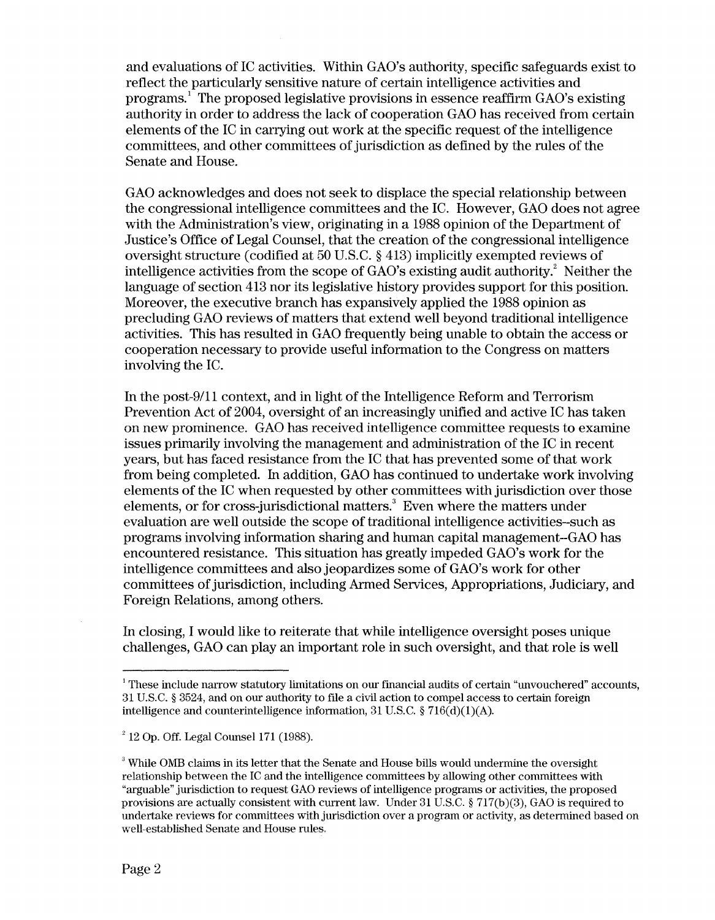and evaluations of IC activities. Within GAO's authority, specific safeguards exist to reflect the particularly sensitive nature of certain intelligence activities and programs.[1] The proposed legislative provisions in essence reaffirm GAO's existing authority in order to address the lack of cooperation GAO has received from certain elements of the IC in carrying out work at the specific request of the intelligence committees, and other committees of jurisdiction as defined by the rules of the Senate and House.

GAO acknowledges and does not seek to displace the special relationship between the congressional intelligence committees and the IC. However, GAO does not agree with the Administration's view, originating in a 1988 opinion of the Department of Justice's Office of Legal Counsel, that the creation of the congressional intelligence oversight structure (codified at 50 U.S.C. § 413) implicitly exempted reviews of intelligence activities from the scope of GAO's existing audit authority.[2] Neither the language of section 413 nor its legislative history provides support for this position. Moreover, the executive branch has expansively applied the 1988 opinion as precluding GAO reviews of matters that extend well beyond traditional intelligence activities. This has resulted in GAO frequently being unable to obtain the access or cooperation necessary to provide useful information to the Congress on matters involving the IC.

In the post-9/11 context, and in light of the Intelligence Reform and Terrorism Prevention Act of 2004, oversight of an increasingly unified and active IC has taken on new prominence. GAO has received intelligence committee requests to examine issues primarily involving the management and administration of the IC in recent years, but has faced resistance from the IC that has prevented some of that work from being completed. In addition, GAO has continued to undertake work involving elements of the IC when requested by other committees with jurisdiction over those elements, or for cross-jurisdictional matters.[3] Even where the matters under evaluation are well outside the scope of traditional intelligence activities--such as programs involving information sharing and human capital management--GAO has encountered resistance. This situation has greatly impeded GAO's work for the intelligence committees and also jeopardizes some of GAO's work for other committees of jurisdiction, including Armed Services, Appropriations, Judiciary, and Foreign Relations, among others.

In closing, I would like to reiterate that while intelligence oversight poses unique challenges, GAO can play an important role in such oversight, and that role is well

---

[1] These include narrow statutory limitations on our financial audits of certain "unvouchered" accounts, 31 U.S.C. § 3524, and on our authority to file a civil action to compel access to certain foreign intelligence and counterintelligence information, 31 U.S.C. § 716(d)(1)(A).

[2] 12 Op. Off. Legal Counsel 171 (1988).

[3] While OMB claims in its letter that the Senate and House bills would undermine the oversight relationship between the IC and the intelligence committees by allowing other committees with "arguable" jurisdiction to request GAO reviews of intelligence programs or activities, the proposed provisions are actually consistent with current law. Under 31 U.S.C. § 717(b)(3), GAO is required to undertake reviews for committees with jurisdiction over a program or activity, as determined based on well-established Senate and House rules.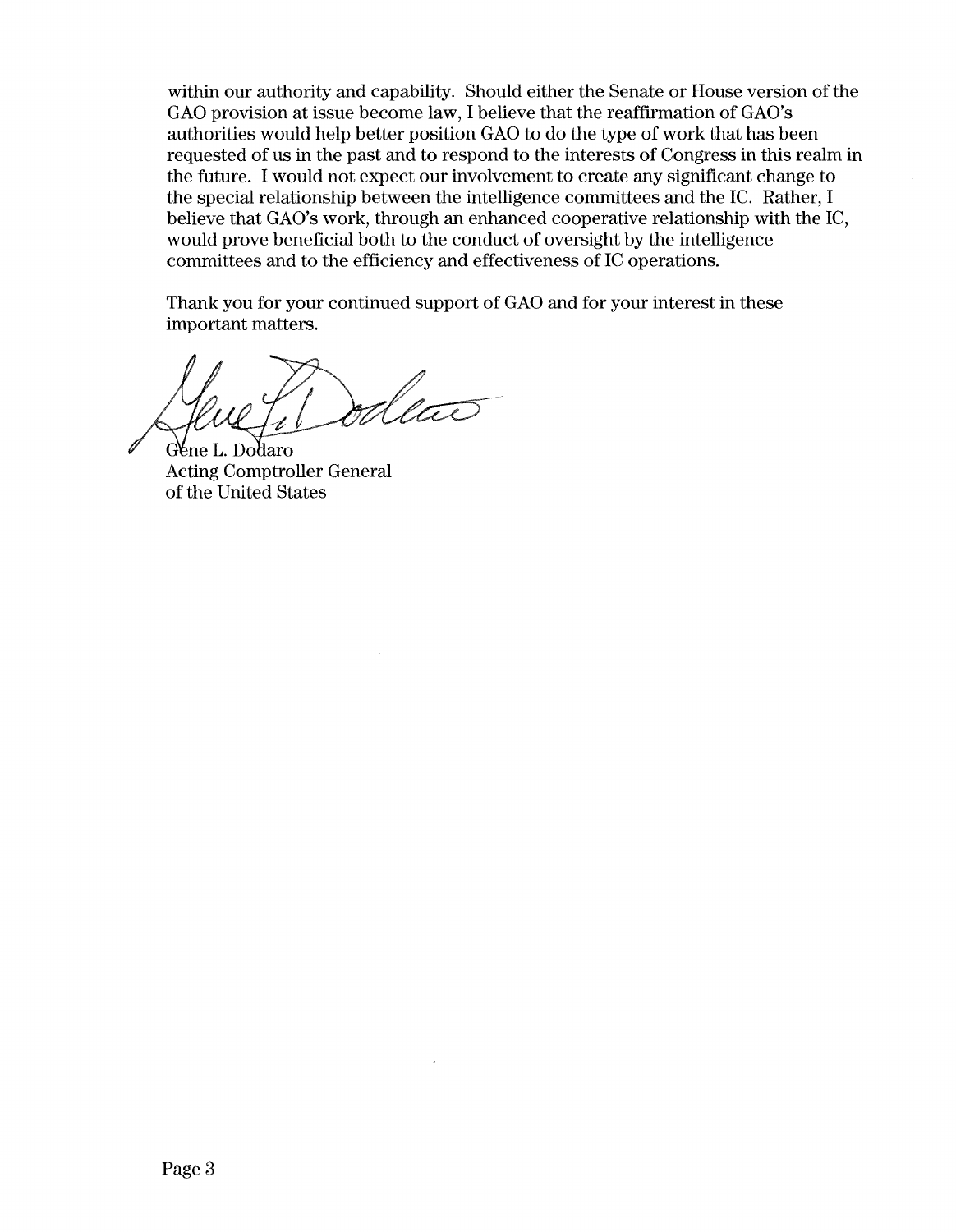within our authority and capability. Should either the Senate or House version of the GAO provision at issue become law, I believe that the reaffirmation of GAO's authorities would help better position GAO to do the type of work that has been requested of us in the past and to respond to the interests of Congress in this realm in the future. I would not expect our involvement to create any significant change to the special relationship between the intelligence committees and the IC. Rather, I believe that GAO's work, through an enhanced cooperative relationship with the IC, would prove beneficial both to the conduct of oversight by the intelligence committees and to the efficiency and effectiveness of IC operations.

Thank you for your continued support of GAO and for your interest in these important matters.

Gene L. Dodaro
Acting Comptroller General
of the United States